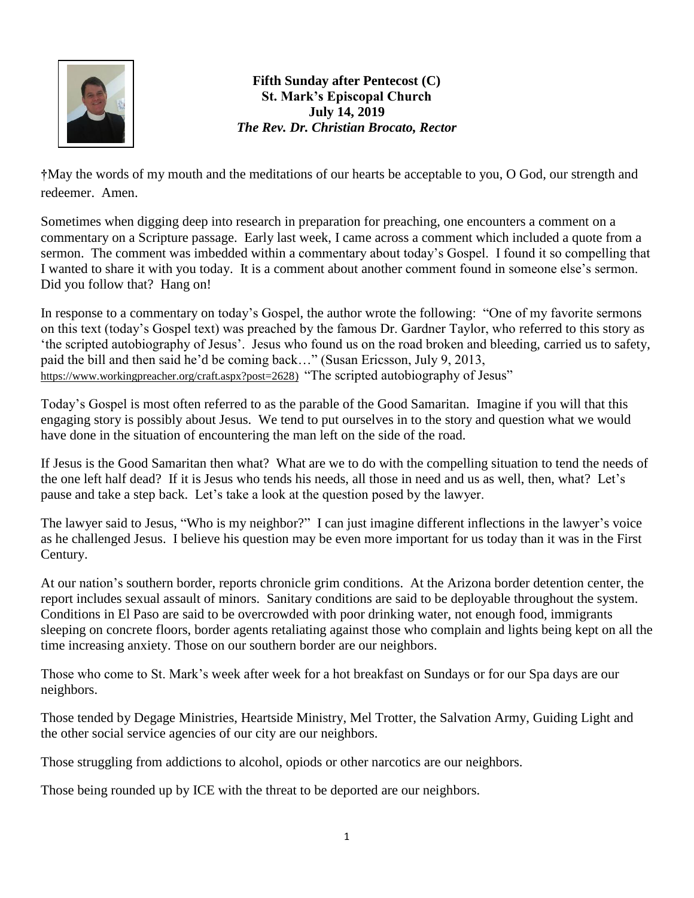**Fifth Sunday after Pentecost (C)**
**St. Mark's Episcopal Church**
**July 14, 2019**
***The Rev. Dr. Christian Brocato, Rector***

†May the words of my mouth and the meditations of our hearts be acceptable to you, O God, our strength and redeemer. Amen.

Sometimes when digging deep into research in preparation for preaching, one encounters a comment on a commentary on a Scripture passage. Early last week, I came across a comment which included a quote from a sermon. The comment was imbedded within a commentary about today's Gospel. I found it so compelling that I wanted to share it with you today. It is a comment about another comment found in someone else's sermon. Did you follow that? Hang on!

In response to a commentary on today's Gospel, the author wrote the following: "One of my favorite sermons on this text (today's Gospel text) was preached by the famous Dr. Gardner Taylor, who referred to this story as 'the scripted autobiography of Jesus'. Jesus who found us on the road broken and bleeding, carried us to safety, paid the bill and then said he'd be coming back…" (Susan Ericsson, July 9, 2013, https://www.workingpreacher.org/craft.aspx?post=2628) "The scripted autobiography of Jesus"

Today's Gospel is most often referred to as the parable of the Good Samaritan. Imagine if you will that this engaging story is possibly about Jesus. We tend to put ourselves in to the story and question what we would have done in the situation of encountering the man left on the side of the road.

If Jesus is the Good Samaritan then what? What are we to do with the compelling situation to tend the needs of the one left half dead? If it is Jesus who tends his needs, all those in need and us as well, then, what? Let's pause and take a step back. Let's take a look at the question posed by the lawyer.

The lawyer said to Jesus, "Who is my neighbor?" I can just imagine different inflections in the lawyer's voice as he challenged Jesus. I believe his question may be even more important for us today than it was in the First Century.

At our nation's southern border, reports chronicle grim conditions. At the Arizona border detention center, the report includes sexual assault of minors. Sanitary conditions are said to be deployable throughout the system. Conditions in El Paso are said to be overcrowded with poor drinking water, not enough food, immigrants sleeping on concrete floors, border agents retaliating against those who complain and lights being kept on all the time increasing anxiety. Those on our southern border are our neighbors.

Those who come to St. Mark's week after week for a hot breakfast on Sundays or for our Spa days are our neighbors.

Those tended by Degage Ministries, Heartside Ministry, Mel Trotter, the Salvation Army, Guiding Light and the other social service agencies of our city are our neighbors.

Those struggling from addictions to alcohol, opiods or other narcotics are our neighbors.

Those being rounded up by ICE with the threat to be deported are our neighbors.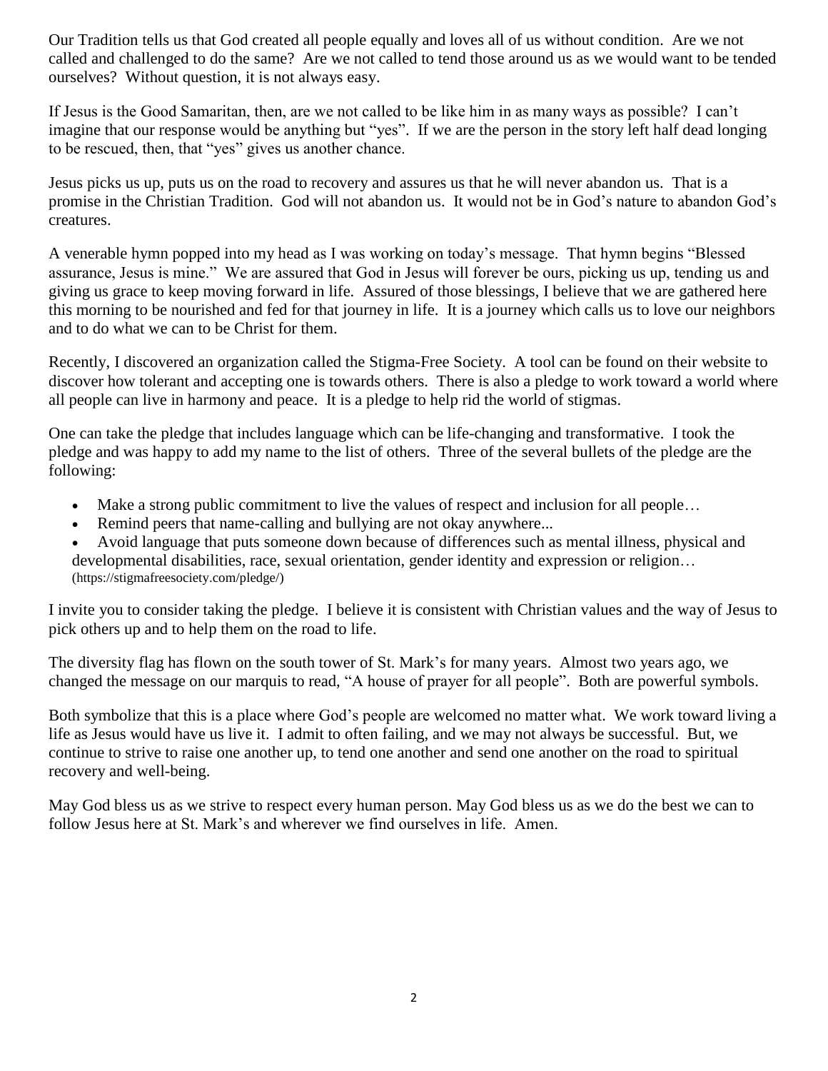Our Tradition tells us that God created all people equally and loves all of us without condition. Are we not called and challenged to do the same? Are we not called to tend those around us as we would want to be tended ourselves? Without question, it is not always easy.

If Jesus is the Good Samaritan, then, are we not called to be like him in as many ways as possible? I can't imagine that our response would be anything but "yes". If we are the person in the story left half dead longing to be rescued, then, that "yes" gives us another chance.

Jesus picks us up, puts us on the road to recovery and assures us that he will never abandon us. That is a promise in the Christian Tradition. God will not abandon us. It would not be in God's nature to abandon God's creatures.

A venerable hymn popped into my head as I was working on today's message. That hymn begins "Blessed assurance, Jesus is mine." We are assured that God in Jesus will forever be ours, picking us up, tending us and giving us grace to keep moving forward in life. Assured of those blessings, I believe that we are gathered here this morning to be nourished and fed for that journey in life. It is a journey which calls us to love our neighbors and to do what we can to be Christ for them.

Recently, I discovered an organization called the Stigma-Free Society. A tool can be found on their website to discover how tolerant and accepting one is towards others. There is also a pledge to work toward a world where all people can live in harmony and peace. It is a pledge to help rid the world of stigmas.

One can take the pledge that includes language which can be life-changing and transformative. I took the pledge and was happy to add my name to the list of others. Three of the several bullets of the pledge are the following:

- Make a strong public commitment to live the values of respect and inclusion for all people…
- Remind peers that name-calling and bullying are not okay anywhere...
- Avoid language that puts someone down because of differences such as mental illness, physical and developmental disabilities, race, sexual orientation, gender identity and expression or religion… (https://stigmafreesociety.com/pledge/)

I invite you to consider taking the pledge. I believe it is consistent with Christian values and the way of Jesus to pick others up and to help them on the road to life.

The diversity flag has flown on the south tower of St. Mark's for many years. Almost two years ago, we changed the message on our marquis to read, "A house of prayer for all people". Both are powerful symbols.

Both symbolize that this is a place where God's people are welcomed no matter what. We work toward living a life as Jesus would have us live it. I admit to often failing, and we may not always be successful. But, we continue to strive to raise one another up, to tend one another and send one another on the road to spiritual recovery and well-being.

May God bless us as we strive to respect every human person. May God bless us as we do the best we can to follow Jesus here at St. Mark's and wherever we find ourselves in life. Amen.